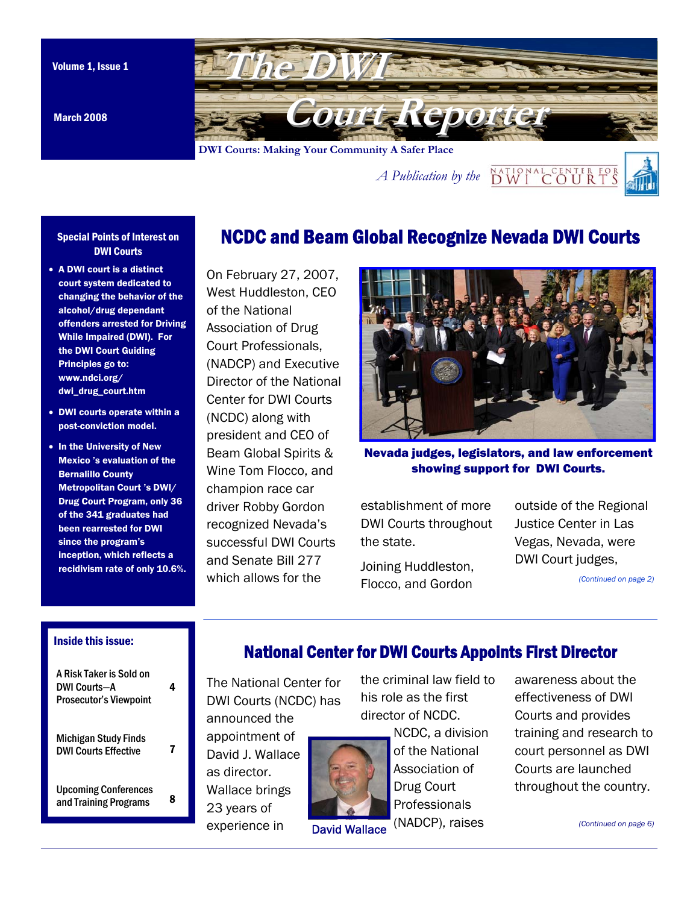Volume 1, Issue 1

March 2008

# The DWI Court Reporter

**DWI Courts: Making Your Community A Safer Place**

*A Publication by the* National Center for DWI Courts

## NCDC and Beam Global Recognize Nevada DWI Courts

On February 27, 2007, West Huddleston, CEO of the National Association of Drug Court Professionals, (NADCP) and Executive Director of the National Center for DWI Courts (NCDC) along with president and CEO of Beam Global Spirits & Wine Tom Flocco, and champion race car driver Robby Gordon recognized Nevada's successful DWI Courts and Senate Bill 277 which allows for the establishment of more DWI Courts throughout the state.

**Nevada judges, legislators, and law enforcement showing support for DWI Courts.**

Joining Huddleston, Flocco, and Gordon outside of the Regional Justice Center in Las Vegas, Nevada, were DWI Court judges,

*(Continued on page 2)*

### Special Points of Interest on DWI Courts

- **A DWI court is a distinct court system dedicated to changing the behavior of the alcohol/drug dependant offenders arrested for Driving While Impaired (DWI). For the DWI Court Guiding Principles go to: www.ndci.org/dwi_drug_court.htm**
- **DWI courts operate within a post-conviction model.**
- **In the University of New Mexico 's evaluation of the Bernalillo County Metropolitan Court 's DWI/Drug Court Program, only 36 of the 341 graduates had been rearrested for DWI since the program's inception, which reflects a recidivism rate of only 10.6%.**

## National Center for DWI Courts Appoints First Director

The National Center for DWI Courts (NCDC) has announced the appointment of David J. Wallace as director. Wallace brings 23 years of experience in the criminal law field to his role as the first director of NCDC.

David Wallace

NCDC, a division of the National Association of Drug Court Professionals (NADCP), raises awareness about the effectiveness of DWI Courts and provides training and research to court personnel as DWI Courts are launched throughout the country.

*(Continued on page 6)*

### Inside this issue:

| | |
|---|---|
| A Risk Taker is Sold on DWI Courts—A Prosecutor's Viewpoint | 4 |
| Michigan Study Finds DWI Courts Effective | 7 |
| Upcoming Conferences and Training Programs | 8 |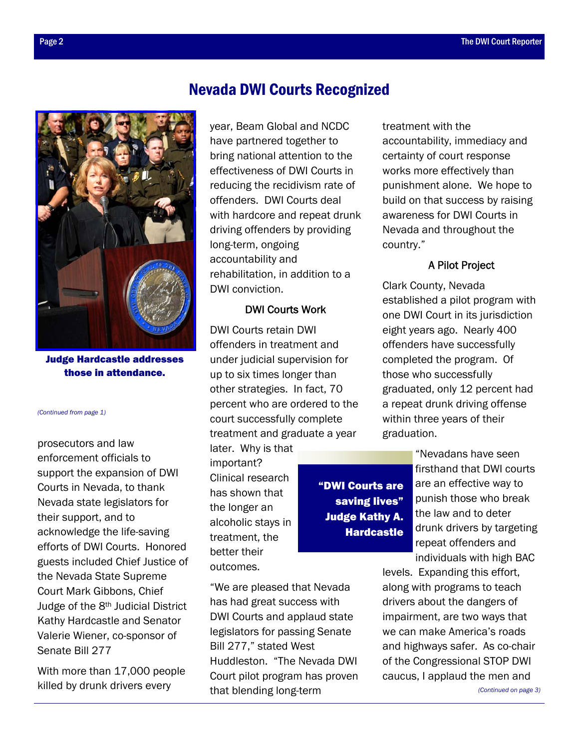# Nevada DWI Courts Recognized

**Judge Hardcastle addresses those in attendance.**

*(Continued from page 1)*

prosecutors and law enforcement officials to support the expansion of DWI Courts in Nevada, to thank Nevada state legislators for their support, and to acknowledge the life-saving efforts of DWI Courts. Honored guests included Chief Justice of the Nevada State Supreme Court Mark Gibbons, Chief Judge of the 8th Judicial District Kathy Hardcastle and Senator Valerie Wiener, co-sponsor of Senate Bill 277

With more than 17,000 people killed by drunk drivers every year, Beam Global and NCDC have partnered together to bring national attention to the effectiveness of DWI Courts in reducing the recidivism rate of offenders. DWI Courts deal with hardcore and repeat drunk driving offenders by providing long-term, ongoing accountability and rehabilitation, in addition to a DWI conviction.

### DWI Courts Work

DWI Courts retain DWI offenders in treatment and under judicial supervision for up to six times longer than other strategies. In fact, 70 percent who are ordered to the court successfully complete treatment and graduate a year later. Why is that important? Clinical research has shown that the longer an alcoholic stays in treatment, the better their outcomes.

**"DWI Courts are saving lives" Judge Kathy A. Hardcastle**

"We are pleased that Nevada has had great success with DWI Courts and applaud state legislators for passing Senate Bill 277," stated West Huddleston. "The Nevada DWI Court pilot program has proven that blending long-term treatment with the accountability, immediacy and certainty of court response works more effectively than punishment alone. We hope to build on that success by raising awareness for DWI Courts in Nevada and throughout the country."

### A Pilot Project

Clark County, Nevada established a pilot program with one DWI Court in its jurisdiction eight years ago. Nearly 400 offenders have successfully completed the program. Of those who successfully graduated, only 12 percent had a repeat drunk driving offense within three years of their graduation.

"Nevadans have seen firsthand that DWI courts are an effective way to punish those who break the law and to deter drunk drivers by targeting repeat offenders and individuals with high BAC levels. Expanding this effort, along with programs to teach drivers about the dangers of impairment, are two ways that we can make America's roads and highways safer. As co-chair of the Congressional STOP DWI caucus, I applaud the men and

*(Continued on page 3)*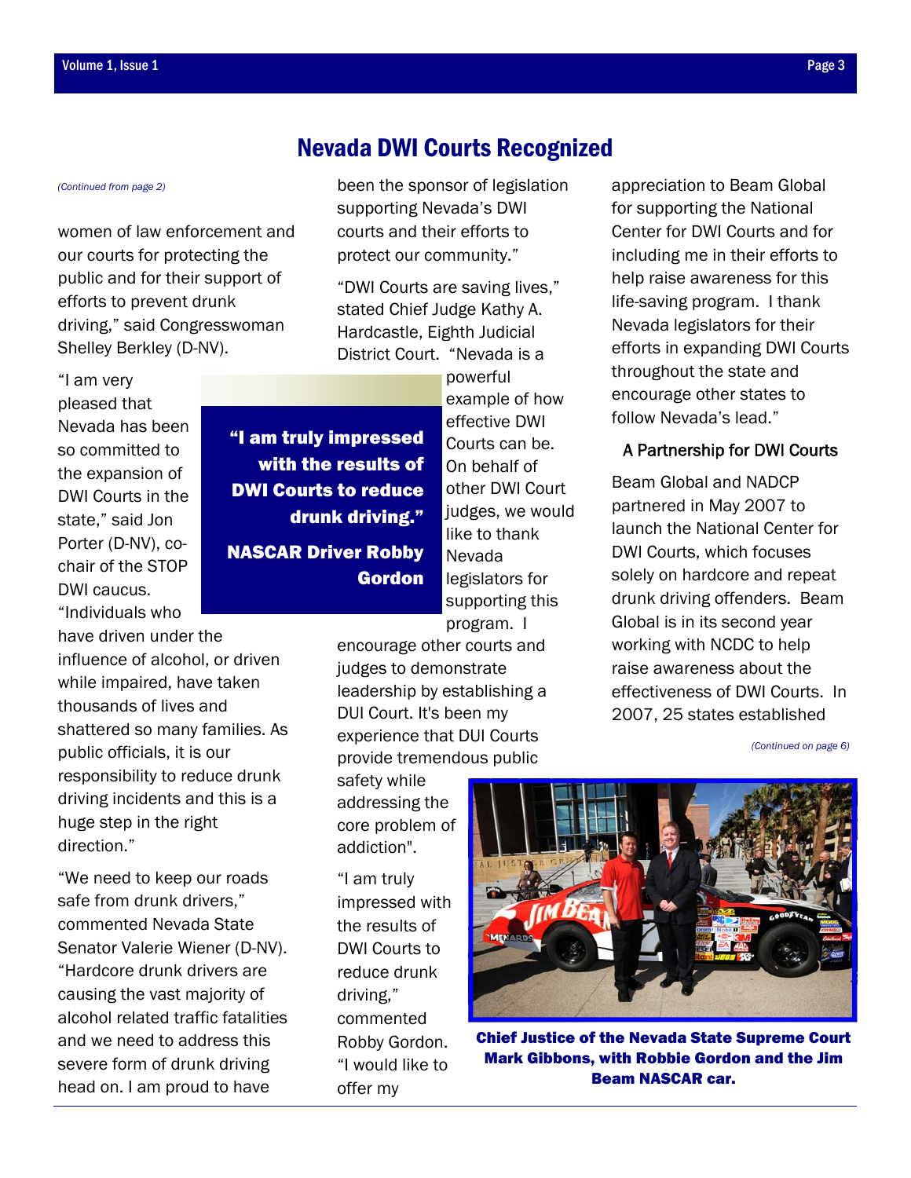# Nevada DWI Courts Recognized

*(Continued from page 2)*

women of law enforcement and our courts for protecting the public and for their support of efforts to prevent drunk driving," said Congresswoman Shelley Berkley (D-NV).

"I am very pleased that Nevada has been so committed to the expansion of DWI Courts in the state," said Jon Porter (D-NV), co-chair of the STOP DWI caucus. "Individuals who have driven under the influence of alcohol, or driven while impaired, have taken thousands of lives and shattered so many families. As public officials, it is our responsibility to reduce drunk driving incidents and this is a huge step in the right direction."

"We need to keep our roads safe from drunk drivers," commented Nevada State Senator Valerie Wiener (D-NV). "Hardcore drunk drivers are causing the vast majority of alcohol related traffic fatalities and we need to address this severe form of drunk driving head on. I am proud to have been the sponsor of legislation supporting Nevada's DWI courts and their efforts to protect our community."

**"I am truly impressed with the results of DWI Courts to reduce drunk driving."**

**NASCAR Driver Robby Gordon**

"DWI Courts are saving lives," stated Chief Judge Kathy A. Hardcastle, Eighth Judicial District Court. "Nevada is a powerful example of how effective DWI Courts can be. On behalf of other DWI Court judges, we would like to thank Nevada legislators for supporting this program. I encourage other courts and judges to demonstrate leadership by establishing a DUI Court. It's been my experience that DUI Courts provide tremendous public safety while addressing the core problem of addiction".

"I am truly impressed with the results of DWI Courts to reduce drunk driving," commented Robby Gordon. "I would like to offer my appreciation to Beam Global for supporting the National Center for DWI Courts and for including me in their efforts to help raise awareness for this life-saving program. I thank Nevada legislators for their efforts in expanding DWI Courts throughout the state and encourage other states to follow Nevada's lead."

## A Partnership for DWI Courts

Beam Global and NADCP partnered in May 2007 to launch the National Center for DWI Courts, which focuses solely on hardcore and repeat drunk driving offenders. Beam Global is in its second year working with NCDC to help raise awareness about the effectiveness of DWI Courts. In 2007, 25 states established

*(Continued on page 6)*

**Chief Justice of the Nevada State Supreme Court Mark Gibbons, with Robbie Gordon and the Jim Beam NASCAR car.**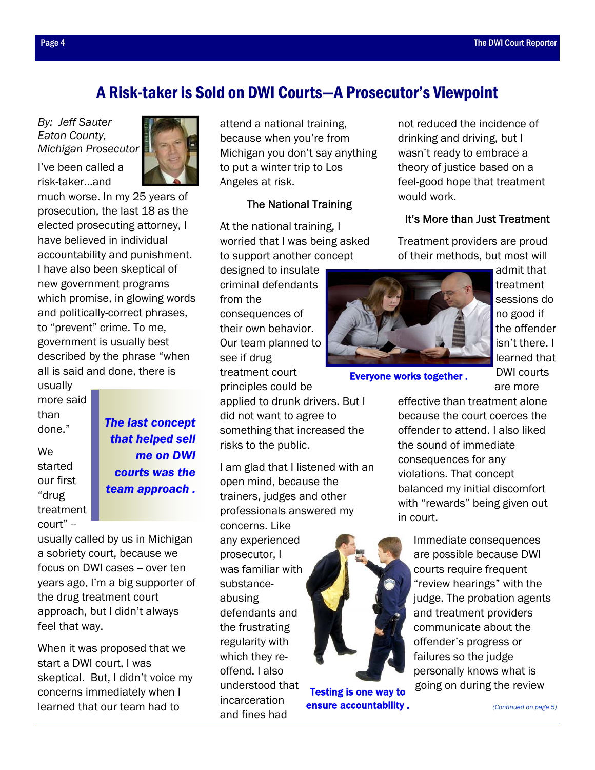# A Risk-taker is Sold on DWI Courts—A Prosecutor's Viewpoint

*By: Jeff Sauter*
*Eaton County, Michigan Prosecutor*

I've been called a risk-taker…and much worse. In my 25 years of prosecution, the last 18 as the elected prosecuting attorney, I have believed in individual accountability and punishment. I have also been skeptical of new government programs which promise, in glowing words and politically-correct phrases, to "prevent" crime. To me, government is usually best described by the phrase "when all is said and done, there is usually more said than done."

***The last concept that helped sell me on DWI courts was the team approach .***

We started our first "drug treatment court" -- usually called by us in Michigan a sobriety court, because we focus on DWI cases -- over ten years ago. I'm a big supporter of the drug treatment court approach, but I didn't always feel that way.

When it was proposed that we start a DWI court, I was skeptical. But, I didn't voice my concerns immediately when I learned that our team had to attend a national training, because when you're from Michigan you don't say anything to put a winter trip to Los Angeles at risk.

### The National Training

At the national training, I worried that I was being asked to support another concept designed to insulate criminal defendants from the consequences of their own behavior. Our team planned to see if drug treatment court principles could be applied to drunk drivers. But I did not want to agree to something that increased the risks to the public.

**Everyone works together .**

I am glad that I listened with an open mind, because the trainers, judges and other professionals answered my concerns. Like any experienced prosecutor, I was familiar with substance-abusing defendants and the frustrating regularity with which they re-offend. I also understood that incarceration and fines had not reduced the incidence of drinking and driving, but I wasn't ready to embrace a theory of justice based on a feel-good hope that treatment would work.

**Testing is one way to ensure accountability .**

### It's More than Just Treatment

Treatment providers are proud of their methods, but most will admit that treatment sessions do no good if the offender isn't there. I learned that DWI courts are more effective than treatment alone because the court coerces the offender to attend. I also liked the sound of immediate consequences for any violations. That concept balanced my initial discomfort with "rewards" being given out in court.

Immediate consequences are possible because DWI courts require frequent "review hearings" with the judge. The probation agents and treatment providers communicate about the offender's progress or failures so the judge personally knows what is going on during the review

*(Continued on page 5)*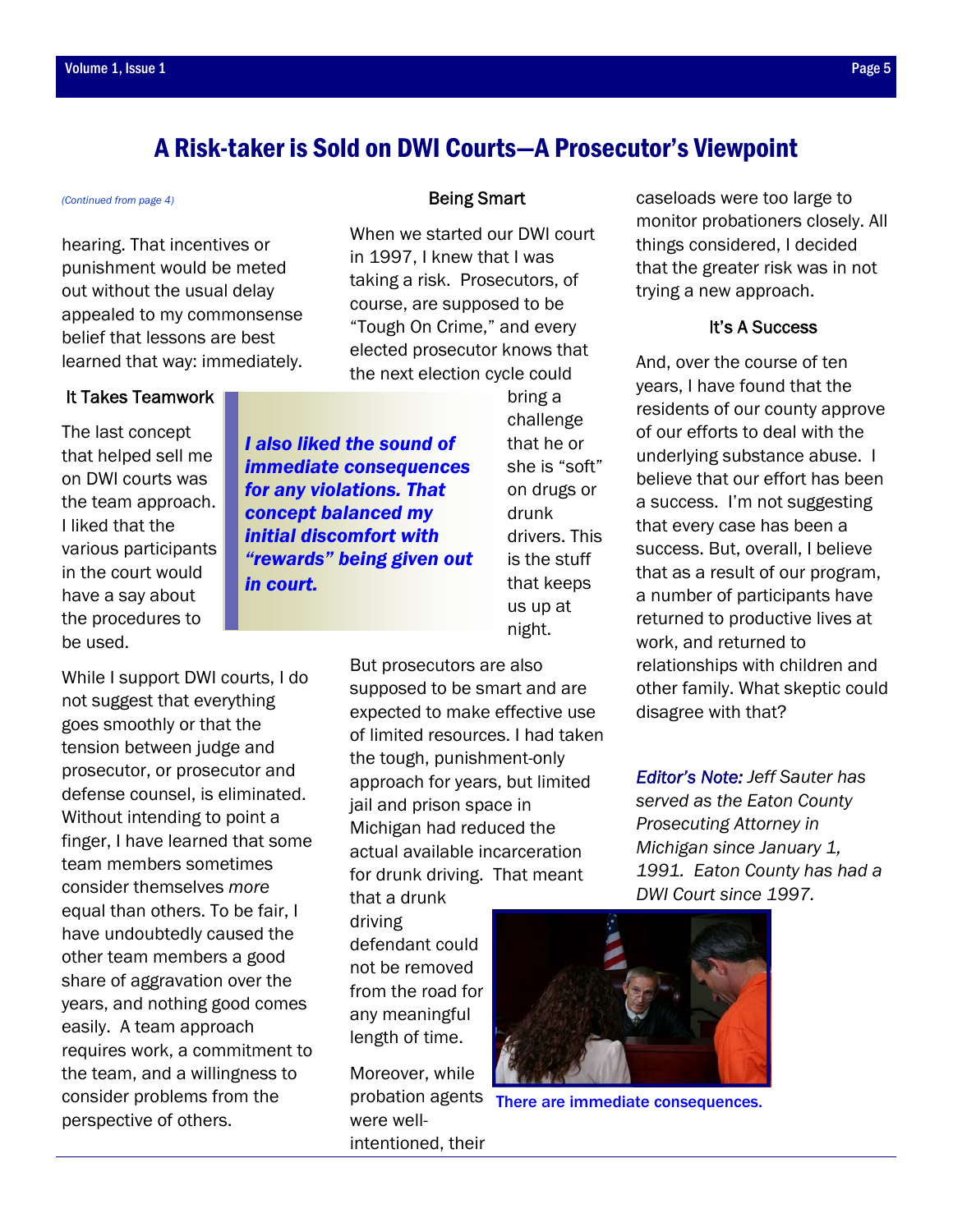# A Risk-taker is Sold on DWI Courts—A Prosecutor's Viewpoint

*(Continued from page 4)*

hearing. That incentives or punishment would be meted out without the usual delay appealed to my commonsense belief that lessons are best learned that way: immediately.

### It Takes Teamwork

The last concept that helped sell me on DWI courts was the team approach. I liked that the various participants in the court would have a say about the procedures to be used.

> ***I also liked the sound of immediate consequences for any violations. That concept balanced my initial discomfort with "rewards" being given out in court.***

While I support DWI courts, I do not suggest that everything goes smoothly or that the tension between judge and prosecutor, or prosecutor and defense counsel, is eliminated. Without intending to point a finger, I have learned that some team members sometimes consider themselves *more* equal than others. To be fair, I have undoubtedly caused the other team members a good share of aggravation over the years, and nothing good comes easily. A team approach requires work, a commitment to the team, and a willingness to consider problems from the perspective of others.

### Being Smart

When we started our DWI court in 1997, I knew that I was taking a risk. Prosecutors, of course, are supposed to be "Tough On Crime," and every elected prosecutor knows that the next election cycle could bring a challenge that he or she is "soft" on drugs or drunk drivers. This is the stuff that keeps us up at night.

But prosecutors are also supposed to be smart and are expected to make effective use of limited resources. I had taken the tough, punishment-only approach for years, but limited jail and prison space in Michigan had reduced the actual available incarceration for drunk driving. That meant that a drunk driving defendant could not be removed from the road for any meaningful length of time.

Moreover, while probation agents were well-intentioned, their caseloads were too large to monitor probationers closely. All things considered, I decided that the greater risk was in not trying a new approach.

### It's A Success

And, over the course of ten years, I have found that the residents of our county approve of our efforts to deal with the underlying substance abuse. I believe that our effort has been a success. I'm not suggesting that every case has been a success. But, overall, I believe that as a result of our program, a number of participants have returned to productive lives at work, and returned to relationships with children and other family. What skeptic could disagree with that?

*Editor's Note: Jeff Sauter has served as the Eaton County Prosecuting Attorney in Michigan since January 1, 1991. Eaton County has had a DWI Court since 1997.*

There are immediate consequences.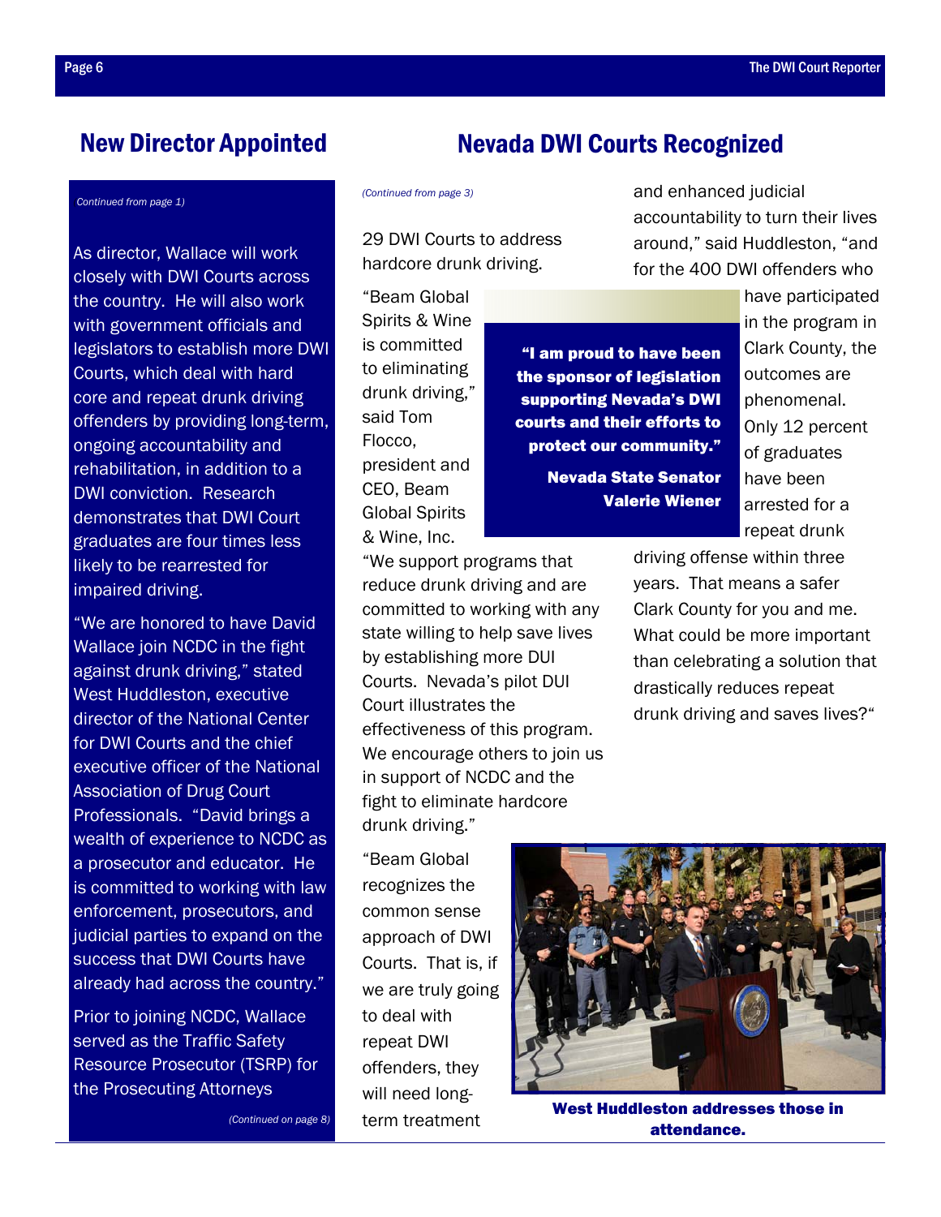## New Director Appointed

*Continued from page 1)*

As director, Wallace will work closely with DWI Courts across the country. He will also work with government officials and legislators to establish more DWI Courts, which deal with hard core and repeat drunk driving offenders by providing long-term, ongoing accountability and rehabilitation, in addition to a DWI conviction. Research demonstrates that DWI Court graduates are four times less likely to be rearrested for impaired driving.

"We are honored to have David Wallace join NCDC in the fight against drunk driving," stated West Huddleston, executive director of the National Center for DWI Courts and the chief executive officer of the National Association of Drug Court Professionals. "David brings a wealth of experience to NCDC as a prosecutor and educator. He is committed to working with law enforcement, prosecutors, and judicial parties to expand on the success that DWI Courts have already had across the country."

Prior to joining NCDC, Wallace served as the Traffic Safety Resource Prosecutor (TSRP) for the Prosecuting Attorneys

*(Continued on page 8)*

## Nevada DWI Courts Recognized

*(Continued from page 3)*

29 DWI Courts to address hardcore drunk driving.

"Beam Global Spirits & Wine is committed to eliminating drunk driving," said Tom Flocco, president and CEO, Beam Global Spirits & Wine, Inc. "We support programs that reduce drunk driving and are committed to working with any state willing to help save lives by establishing more DUI Courts. Nevada's pilot DUI Court illustrates the effectiveness of this program. We encourage others to join us in support of NCDC and the fight to eliminate hardcore drunk driving."

"Beam Global recognizes the common sense approach of DWI Courts. That is, if we are truly going to deal with repeat DWI offenders, they will need long-term treatment and enhanced judicial accountability to turn their lives around," said Huddleston, "and for the 400 DWI offenders who have participated in the program in Clark County, the outcomes are phenomenal. Only 12 percent of graduates have been arrested for a repeat drunk driving offense within three years. That means a safer Clark County for you and me. What could be more important than celebrating a solution that drastically reduces repeat drunk driving and saves lives?"

> **"I am proud to have been the sponsor of legislation supporting Nevada's DWI courts and their efforts to protect our community."**
>
> **Nevada State Senator Valerie Wiener**

**West Huddleston addresses those in attendance.**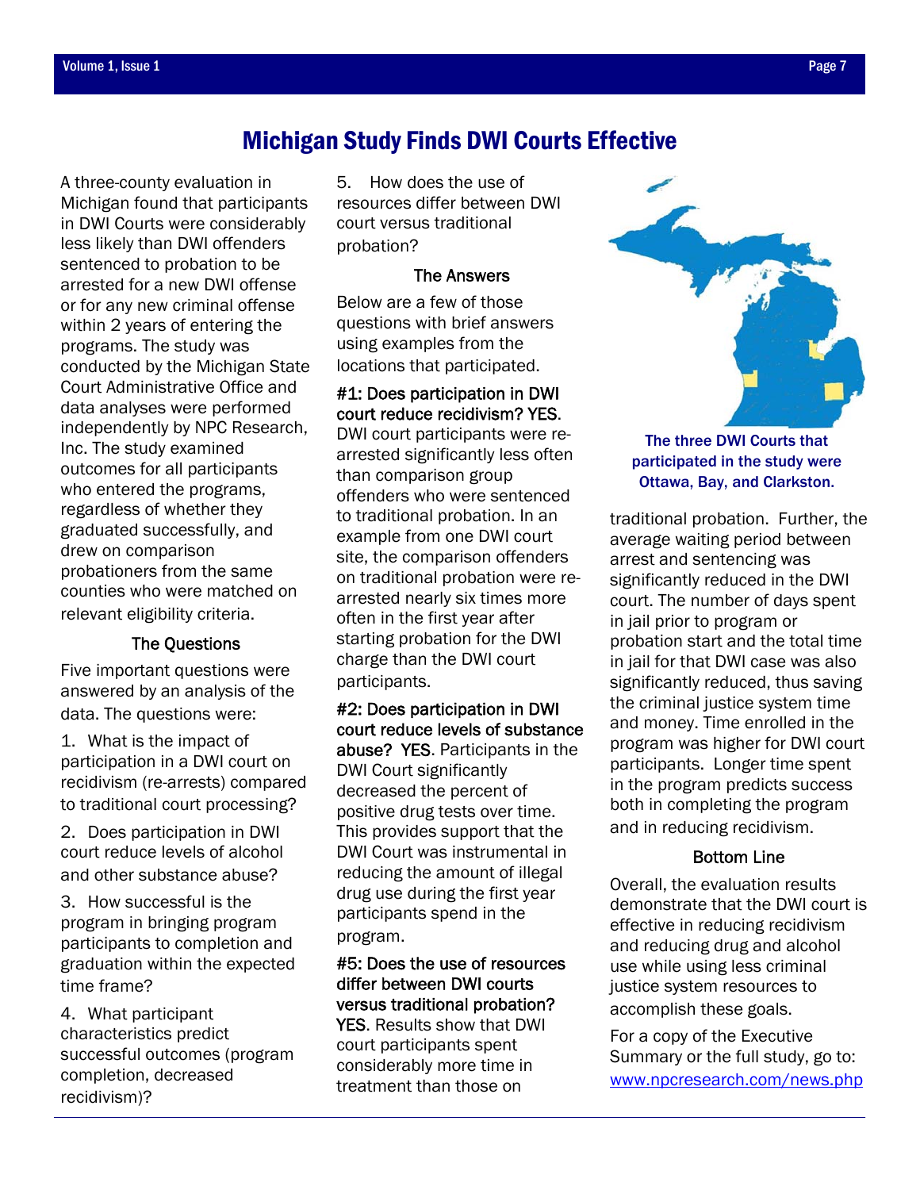# Michigan Study Finds DWI Courts Effective

A three-county evaluation in Michigan found that participants in DWI Courts were considerably less likely than DWI offenders sentenced to probation to be arrested for a new DWI offense or for any new criminal offense within 2 years of entering the programs. The study was conducted by the Michigan State Court Administrative Office and data analyses were performed independently by NPC Research, Inc. The study examined outcomes for all participants who entered the programs, regardless of whether they graduated successfully, and drew on comparison probationers from the same counties who were matched on relevant eligibility criteria.

### The Questions

Five important questions were answered by an analysis of the data. The questions were:

1. What is the impact of participation in a DWI court on recidivism (re-arrests) compared to traditional court processing?
2. Does participation in DWI court reduce levels of alcohol and other substance abuse?
3. How successful is the program in bringing program participants to completion and graduation within the expected time frame?
4. What participant characteristics predict successful outcomes (program completion, decreased recidivism)?
5. How does the use of resources differ between DWI court versus traditional probation?

### The Answers

Below are a few of those questions with brief answers using examples from the locations that participated.

**#1: Does participation in DWI court reduce recidivism? YES.** DWI court participants were re-arrested significantly less often than comparison group offenders who were sentenced to traditional probation. In an example from one DWI court site, the comparison offenders on traditional probation were re-arrested nearly six times more often in the first year after starting probation for the DWI charge than the DWI court participants.

**#2: Does participation in DWI court reduce levels of substance abuse? YES.** Participants in the DWI Court significantly decreased the percent of positive drug tests over time. This provides support that the DWI Court was instrumental in reducing the amount of illegal drug use during the first year participants spend in the program.

**#5: Does the use of resources differ between DWI courts versus traditional probation? YES.** Results show that DWI court participants spent considerably more time in treatment than those on traditional probation. Further, the average waiting period between arrest and sentencing was significantly reduced in the DWI court. The number of days spent in jail prior to program or probation start and the total time in jail for that DWI case was also significantly reduced, thus saving the criminal justice system time and money. Time enrolled in the program was higher for DWI court participants. Longer time spent in the program predicts success both in completing the program and in reducing recidivism.

**The three DWI Courts that participated in the study were Ottawa, Bay, and Clarkston.**

### Bottom Line

Overall, the evaluation results demonstrate that the DWI court is effective in reducing recidivism and reducing drug and alcohol use while using less criminal justice system resources to accomplish these goals.

For a copy of the Executive Summary or the full study, go to: www.npcresearch.com/news.php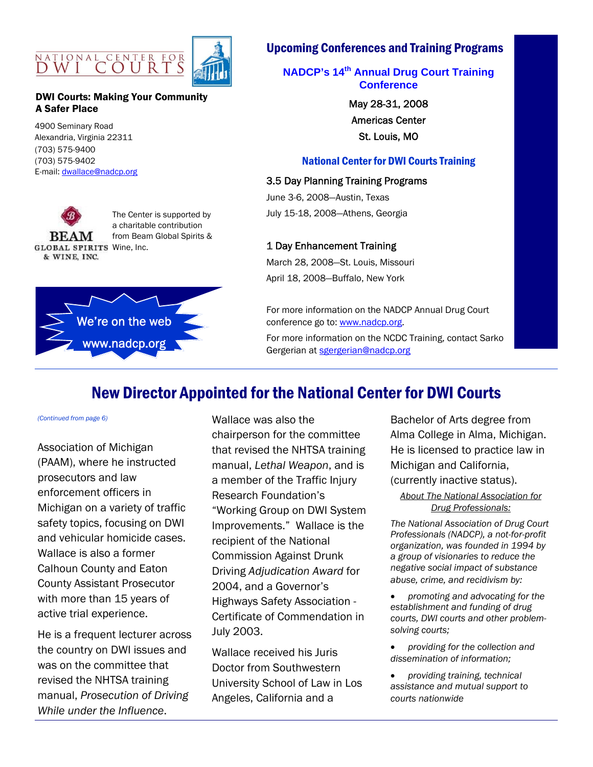NATIONAL CENTER FOR DWI COURTS

**DWI Courts: Making Your Community A Safer Place**

4900 Seminary Road
Alexandria, Virginia 22311
(703) 575-9400
(703) 575-9402
E-mail: dwallace@nadcp.org

The Center is supported by a charitable contribution from Beam Global Spirits & Wine, Inc.

We're on the web
www.nadcp.org

## Upcoming Conferences and Training Programs

### NADCP's 14th Annual Drug Court Training Conference

May 28-31, 2008
Americas Center
St. Louis, MO

### National Center for DWI Courts Training

3.5 Day Planning Training Programs

June 3-6, 2008—Austin, Texas
July 15-18, 2008—Athens, Georgia

1 Day Enhancement Training

March 28, 2008—St. Louis, Missouri
April 18, 2008—Buffalo, New York

For more information on the NADCP Annual Drug Court conference go to: www.nadcp.org.

For more information on the NCDC Training, contact Sarko Gergerian at sgergerian@nadcp.org

## New Director Appointed for the National Center for DWI Courts

*(Continued from page 6)*

Association of Michigan (PAAM), where he instructed prosecutors and law enforcement officers in Michigan on a variety of traffic safety topics, focusing on DWI and vehicular homicide cases. Wallace is also a former Calhoun County and Eaton County Assistant Prosecutor with more than 15 years of active trial experience.

He is a frequent lecturer across the country on DWI issues and was on the committee that revised the NHTSA training manual, *Prosecution of Driving While under the Influence*.

Wallace was also the chairperson for the committee that revised the NHTSA training manual, *Lethal Weapon*, and is a member of the Traffic Injury Research Foundation's "Working Group on DWI System Improvements." Wallace is the recipient of the National Commission Against Drunk Driving *Adjudication Award* for 2004, and a Governor's Highways Safety Association - Certificate of Commendation in July 2003.

Wallace received his Juris Doctor from Southwestern University School of Law in Los Angeles, California and a Bachelor of Arts degree from Alma College in Alma, Michigan. He is licensed to practice law in Michigan and California, (currently inactive status).

About The National Association for Drug Professionals:

*The National Association of Drug Court Professionals (NADCP), a not-for-profit organization, was founded in 1994 by a group of visionaries to reduce the negative social impact of substance abuse, crime, and recidivism by:*

- *promoting and advocating for the establishment and funding of drug courts, DWI courts and other problem-solving courts;*
- *providing for the collection and dissemination of information;*
- *providing training, technical assistance and mutual support to courts nationwide*